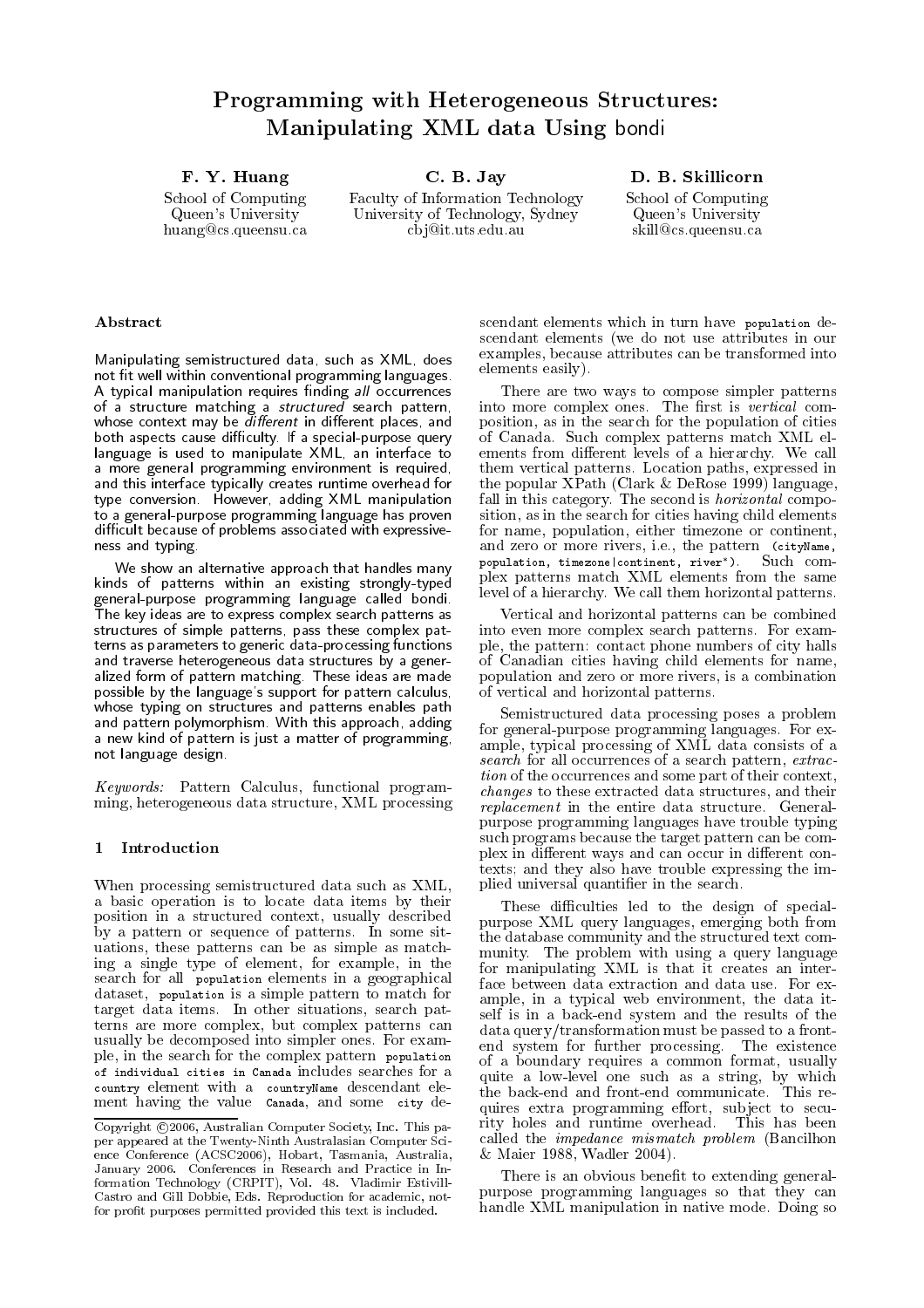# Programming with Heterogeneous Structures: Manipulating XML data Using bondi

**F. Y. Huang**
School of Computing
Queen's University
huang@cs.queensu.ca

**C. B. Jay**
Faculty of Information Technology
University of Technology, Sydney
cbj@it.uts.edu.au

**D. B. Skillicorn**
School of Computing
Queen's University
skill@cs.queensu.ca

### Abstract

Manipulating semistructured data, such as XML, does not fit well within conventional programming languages. A typical manipulation requires finding *all* occurrences of a structure matching a *structured* search pattern, whose context may be *different* in different places, and both aspects cause difficulty. If a special-purpose query language is used to manipulate XML, an interface to a more general programming environment is required, and this interface typically creates runtime overhead for type conversion. However, adding XML manipulation to a general-purpose programming language has proven difficult because of problems associated with expressiveness and typing.

We show an alternative approach that handles many kinds of patterns within an existing strongly-typed general-purpose programming language called bondi. The key ideas are to express complex search patterns as structures of simple patterns, pass these complex patterns as parameters to generic data-processing functions and traverse heterogeneous data structures by a generalized form of pattern matching. These ideas are made possible by the language's support for pattern calculus, whose typing on structures and patterns enables path and pattern polymorphism. With this approach, adding a new kind of pattern is just a matter of programming, not language design.

*Keywords:* Pattern Calculus, functional programming, heterogeneous data structure, XML processing

## 1 Introduction

When processing semistructured data such as XML, a basic operation is to locate data items by their position in a structured context, usually described by a pattern or sequence of patterns. In some situations, these patterns can be as simple as matching a single type of element, for example, in the search for all `population` elements in a geographical dataset, `population` is a simple pattern to match for target data items. In other situations, search patterns are more complex, but complex patterns can usually be decomposed into simpler ones. For example, in the search for the complex pattern `population of individual cities in Canada` includes searches for a `country` element with a `countryName` descendant element having the value `Canada`, and some `city` descendant elements which in turn have `population` descendant elements (we do not use attributes in our examples, because attributes can be transformed into elements easily).

There are two ways to compose simpler patterns into more complex ones. The first is *vertical* composition, as in the search for the population of cities of Canada. Such complex patterns match XML elements from different levels of a hierarchy. We call them vertical patterns. Location paths, expressed in the popular XPath (Clark & DeRose 1999) language, fall in this category. The second is *horizontal* composition, as in the search for cities having child elements for name, population, either timezone or continent, and zero or more rivers, i.e., the pattern `(cityName, population, timezone|continent, river*)`. Such complex patterns match XML elements from the same level of a hierarchy. We call them horizontal patterns.

Vertical and horizontal patterns can be combined into even more complex search patterns. For example, the pattern: contact phone numbers of city halls of Canadian cities having child elements for name, population and zero or more rivers, is a combination of vertical and horizontal patterns.

Semistructured data processing poses a problem for general-purpose programming languages. For example, typical processing of XML data consists of a *search* for all occurrences of a search pattern, *extraction* of the occurrences and some part of their context, *changes* to these extracted data structures, and their *replacement* in the entire data structure. General-purpose programming languages have trouble typing such programs because the target pattern can be complex in different ways and can occur in different contexts; and they also have trouble expressing the implied universal quantifier in the search.

These difficulties led to the design of special-purpose XML query languages, emerging both from the database community and the structured text community. The problem with using a query language for manipulating XML is that it creates an interface between data extraction and data use. For example, in a typical web environment, the data itself is in a back-end system and the results of the data query/transformation must be passed to a front-end system for further processing. The existence of a boundary requires a common format, usually quite a low-level one such as a string, by which the back-end and front-end communicate. This requires extra programming effort, subject to security holes and runtime overhead. This has been called the *impedance mismatch problem* (Bancilhon & Maier 1988, Wadler 2004).

There is an obvious benefit to extending general-purpose programming languages so that they can handle XML manipulation in native mode. Doing so

Copyright ©2006, Australian Computer Society, Inc. This paper appeared at the Twenty-Ninth Australasian Computer Science Conference (ACSC2006), Hobart, Tasmania, Australia, January 2006. Conferences in Research and Practice in Information Technology (CRPIT), Vol. 48. Vladimir Estivill-Castro and Gill Dobbie, Eds. Reproduction for academic, not-for profit purposes permitted provided this text is included.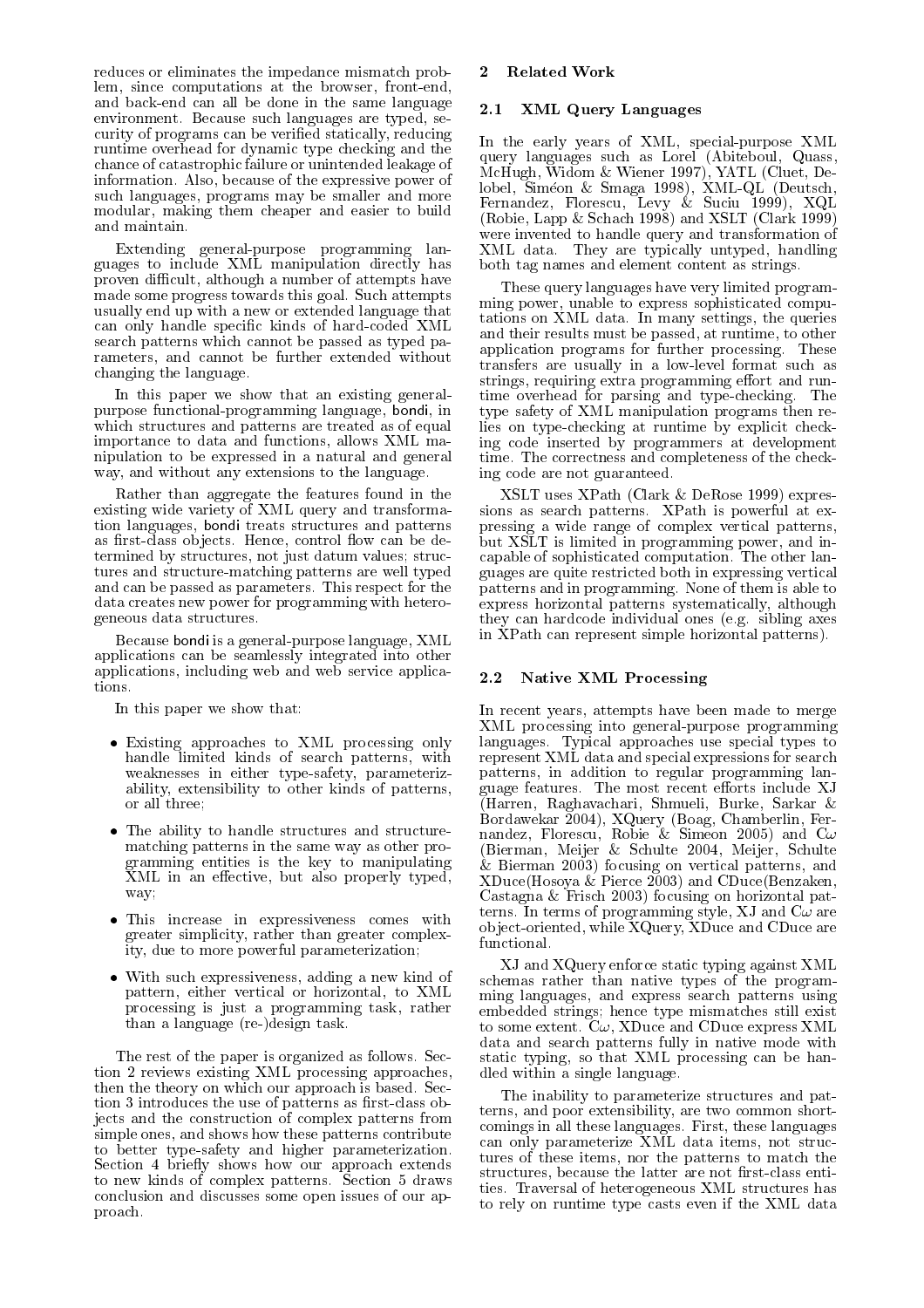reduces or eliminates the impedance mismatch problem, since computations at the browser, front-end, and back-end can all be done in the same language environment. Because such languages are typed, security of programs can be verified statically, reducing runtime overhead for dynamic type checking and the chance of catastrophic failure or unintended leakage of information. Also, because of the expressive power of such languages, programs may be smaller and more modular, making them cheaper and easier to build and maintain.

Extending general-purpose programming languages to include XML manipulation directly has proven difficult, although a number of attempts have made some progress towards this goal. Such attempts usually end up with a new or extended language that can only handle specific kinds of hard-coded XML search patterns which cannot be passed as typed parameters, and cannot be further extended without changing the language.

In this paper we show that an existing general-purpose functional-programming language, bondi, in which structures and patterns are treated as of equal importance to data and functions, allows XML manipulation to be expressed in a natural and general way, and without any extensions to the language.

Rather than aggregate the features found in the existing wide variety of XML query and transformation languages, bondi treats structures and patterns as first-class objects. Hence, control flow can be determined by structures, not just datum values: structures and structure-matching patterns are well typed and can be passed as parameters. This respect for the data creates new power for programming with heterogeneous data structures.

Because bondi is a general-purpose language, XML applications can be seamlessly integrated into other applications, including web and web service applications.

In this paper we show that:

- Existing approaches to XML processing only handle limited kinds of search patterns, with weaknesses in either type-safety, parameterizability, extensibility to other kinds of patterns, or all three;
- The ability to handle structures and structure-matching patterns in the same way as other programming entities is the key to manipulating XML in an effective, but also properly typed, way;
- This increase in expressiveness comes with greater simplicity, rather than greater complexity, due to more powerful parameterization;
- With such expressiveness, adding a new kind of pattern, either vertical or horizontal, to XML processing is just a programming task, rather than a language (re-)design task.

The rest of the paper is organized as follows. Section 2 reviews existing XML processing approaches, then the theory on which our approach is based. Section 3 introduces the use of patterns as first-class objects and the construction of complex patterns from simple ones, and shows how these patterns contribute to better type-safety and higher parameterization. Section 4 briefly shows how our approach extends to new kinds of complex patterns. Section 5 draws conclusion and discusses some open issues of our approach.

## 2 Related Work

### 2.1 XML Query Languages

In the early years of XML, special-purpose XML query languages such as Lorel (Abiteboul, Quass, McHugh, Widom & Wiener 1997), YATL (Cluet, Delobel, Siméon & Smaga 1998), XML-QL (Deutsch, Fernandez, Florescu, Levy & Suciu 1999), XQL (Robie, Lapp & Schach 1998) and XSLT (Clark 1999) were invented to handle query and transformation of XML data. They are typically untyped, handling both tag names and element content as strings.

These query languages have very limited programming power, unable to express sophisticated computations on XML data. In many settings, the queries and their results must be passed, at runtime, to other application programs for further processing. These transfers are usually in a low-level format such as strings, requiring extra programming effort and runtime overhead for parsing and type-checking. The type safety of XML manipulation programs then relies on type-checking at runtime by explicit checking code inserted by programmers at development time. The correctness and completeness of the checking code are not guaranteed.

XSLT uses XPath (Clark & DeRose 1999) expressions as search patterns. XPath is powerful at expressing a wide range of complex vertical patterns, but XSLT is limited in programming power, and incapable of sophisticated computation. The other languages are quite restricted both in expressing vertical patterns and in programming. None of them is able to express horizontal patterns systematically, although they can hardcode individual ones (e.g. sibling axes in XPath can represent simple horizontal patterns).

### 2.2 Native XML Processing

In recent years, attempts have been made to merge XML processing into general-purpose programming languages. Typical approaches use special types to represent XML data and special expressions for search patterns, in addition to regular programming language features. The most recent efforts include XJ (Harren, Raghavachari, Shmueli, Burke, Sarkar & Bordawekar 2004), XQuery (Boag, Chamberlin, Fernandez, Florescu, Robie & Simeon 2005) and C$\omega$ (Bierman, Meijer & Schulte 2004, Meijer, Schulte & Bierman 2003) focusing on vertical patterns, and XDuce(Hosoya & Pierce 2003) and CDuce(Benzaken, Castagna & Frisch 2003) focusing on horizontal patterns. In terms of programming style, XJ and C$\omega$ are object-oriented, while XQuery, XDuce and CDuce are functional.

XJ and XQuery enforce static typing against XML schemas rather than native types of the programming languages, and express search patterns using embedded strings; hence type mismatches still exist to some extent. C$\omega$, XDuce and CDuce express XML data and search patterns fully in native mode with static typing, so that XML processing can be handled within a single language.

The inability to parameterize structures and patterns, and poor extensibility, are two common shortcomings in all these languages. First, these languages can only parameterize XML data items, not structures of these items, nor the patterns to match the structures, because the latter are not first-class entities. Traversal of heterogeneous XML structures has to rely on runtime type casts even if the XML data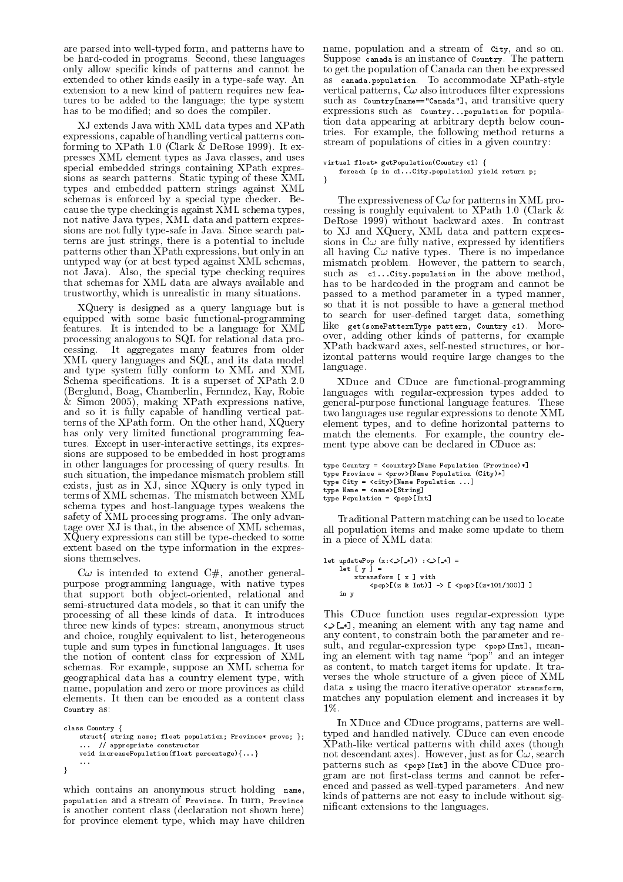are parsed into well-typed form, and patterns have to be hard-coded in programs. Second, these languages only allow specific kinds of patterns and cannot be extended to other kinds easily in a type-safe way. An extension to a new kind of pattern requires new features to be added to the language; the type system has to be modified; and so does the compiler.

XJ extends Java with XML data types and XPath expressions, capable of handling vertical patterns conforming to XPath 1.0 (Clark & DeRose 1999). It expresses XML element types as Java classes, and uses special embedded strings containing XPath expressions as search patterns. Static typing of these XML types and embedded pattern strings against XML schemas is enforced by a special type checker. Because the type checking is against XML schema types, not native Java types, XML data and pattern expressions are not fully type-safe in Java. Since search patterns are just strings, there is a potential to include patterns other than XPath expressions, but only in an untyped way (or at best typed against XML schemas, not Java). Also, the special type checking requires that schemas for XML data are always available and trustworthy, which is unrealistic in many situations.

XQuery is designed as a query language but is equipped with some basic functional-programming features. It is intended to be a language for XML processing analogous to SQL for relational data processing. It aggregates many features from older XML query languages and SQL, and its data model and type system fully conform to XML and XML Schema specifications. It is a superset of XPath 2.0 (Berglund, Boag, Chamberlin, Fernndez, Kay, Robie & Simon 2005), making XPath expressions native, and so it is fully capable of handling vertical patterns of the XPath form. On the other hand, XQuery has only very limited functional programming features. Except in user-interactive settings, its expressions are supposed to be embedded in host programs in other languages for processing of query results. In such situation, the impedance mismatch problem still exists, just as in XJ, since XQuery is only typed in terms of XML schemas. The mismatch between XML schema types and host-language types weakens the safety of XML processing programs. The only advantage over XJ is that, in the absence of XML schemas, XQuery expressions can still be type-checked to some extent based on the type information in the expressions themselves.

Cω is intended to extend C#, another general-purpose programming language, with native types that support both object-oriented, relational and semi-structured data models, so that it can unify the processing of all these kinds of data. It introduces three new kinds of types: stream, anonymous struct and choice, roughly equivalent to list, heterogeneous tuple and sum types in functional languages. It uses the notion of content class for expression of XML schemas. For example, suppose an XML schema for geographical data has a country element type, with name, population and zero or more provinces as child elements. It then can be encoded as a content class `Country` as:

```
class Country {
    struct{ string name; float population; Province* provs; };
    ... // appropriate constructor
    void increasePopulation(float percentage){...}
    ...
}
```

which contains an anonymous struct holding `name`, `population` and a stream of `Province`. In turn, `Province` is another content class (declaration not shown here) for province element type, which may have children name, population and a stream of `City`, and so on. Suppose `canada` is an instance of `Country`. The pattern to get the population of Canada can then be expressed as `canada.population`. To accommodate XPath-style vertical patterns, Cω also introduces filter expressions such as `Country[name=="Canada"]`, and transitive query expressions such as `Country...population` for population data appearing at arbitrary depth below countries. For example, the following method returns a stream of populations of cities in a given country:

```
virtual float* getPopulation(Country c1) {
    foreach (p in c1...City.population) yield return p;
}
```

The expressiveness of Cω for patterns in XML processing is roughly equivalent to XPath 1.0 (Clark & DeRose 1999) without backward axes. In contrast to XJ and XQuery, XML data and pattern expressions in Cω are fully native, expressed by identifiers all having Cω native types. There is no impedance mismatch problem. However, the pattern to search, such as `c1...City.population` in the above method, has to be hardcoded in the program and cannot be passed to a method parameter in a typed manner, so that it is not possible to have a general method to search for user-defined target data, something like `get(somePatternType pattern, Country c1)`. Moreover, adding other kinds of patterns, for example XPath backward axes, self-nested structures, or horizontal patterns would require large changes to the language.

XDuce and CDuce are functional-programming languages with regular-expression types added to general-purpose functional language features. These two languages use regular expressions to denote XML element types, and to define horizontal patterns to match the elements. For example, the country element type above can be declared in CDuce as:

```
type Country = <country>[Name Population (Province)*]
type Province = <prov>[Name Population (City)*]
type City = <city>[Name Population ...]
type Name = <name>[String]
type Population = <pop>[Int]
```

Traditional Pattern matching can be used to locate all population items and make some update to them in a piece of XML data:

```
let updatePop (x:<_>[_*]) :<_>[_*] =
    let [ y ] =
        xtransform [ x ] with
            <pop>[(z & Int)] -> [ <pop>[(z*101/100)] ]
    in y
```

This CDuce function uses regular-expression type `<_>[_*]`, meaning an element with any tag name and any content, to constrain both the parameter and result, and regular-expression type `<pop>[Int]`, meaning an element with tag name "pop" and an integer as content, to match target items for update. It traverses the whole structure of a given piece of XML data `x` using the macro iterative operator `xtransform`, matches any population element and increases it by 1%.

In XDuce and CDuce programs, patterns are well-typed and handled natively. CDuce can even encode XPath-like vertical patterns with child axes (though not descendant axes). However, just as for Cω, search patterns such as `<pop>[Int]` in the above CDuce program are not first-class terms and cannot be referenced and passed as well-typed parameters. And new kinds of patterns are not easy to include without significant extensions to the languages.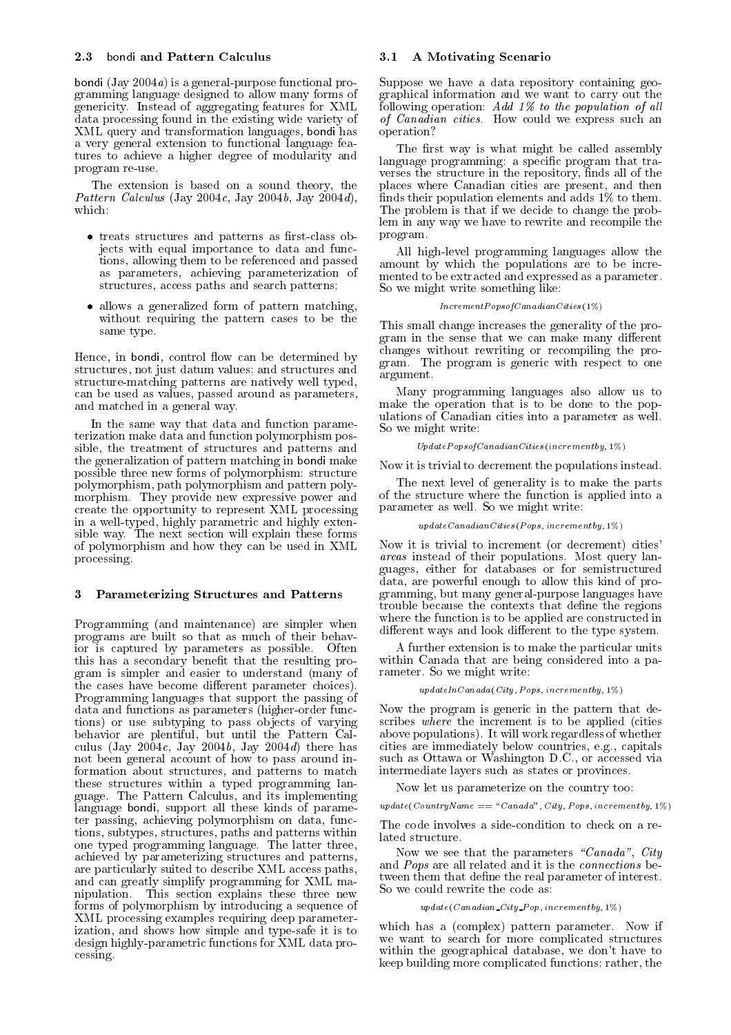### 2.3 bondi and Pattern Calculus

bondi (Jay 2004*a*) is a general-purpose functional programming language designed to allow many forms of genericity. Instead of aggregating features for XML data processing found in the existing wide variety of XML query and transformation languages, bondi has a very general extension to functional language features to achieve a higher degree of modularity and program re-use.

The extension is based on a sound theory, the *Pattern Calculus* (Jay 2004*c*, Jay 2004*b*, Jay 2004*d*), which:

- treats structures and patterns as first-class objects with equal importance to data and functions, allowing them to be referenced and passed as parameters, achieving parameterization of structures, access paths and search patterns;
- allows a generalized form of pattern matching, without requiring the pattern cases to be the same type.

Hence, in bondi, control flow can be determined by structures, not just datum values; and structures and structure-matching patterns are natively well typed, can be used as values, passed around as parameters, and matched in a general way.

In the same way that data and function parameterization make data and function polymorphism possible, the treatment of structures and patterns and the generalization of pattern matching in bondi make possible three new forms of polymorphism: structure polymorphism, path polymorphism and pattern polymorphism. They provide new expressive power and create the opportunity to represent XML processing in a well-typed, highly parametric and highly extensible way. The next section will explain these forms of polymorphism and how they can be used in XML processing.

## 3 Parameterizing Structures and Patterns

Programming (and maintenance) are simpler when programs are built so that as much of their behavior is captured by parameters as possible. Often this has a secondary benefit that the resulting program is simpler and easier to understand (many of the cases have become different parameter choices). Programming languages that support the passing of data and functions as parameters (higher-order functions) or use subtyping to pass objects of varying behavior are plentiful, but until the Pattern Calculus (Jay 2004*c*, Jay 2004*b*, Jay 2004*d*) there has not been general account of how to pass around information about structures, and patterns to match these structures within a typed programming language. The Pattern Calculus, and its implementing language bondi, support all these kinds of parameter passing, achieving polymorphism on data, functions, subtypes, structures, paths and patterns within one typed programming language. The latter three, achieved by parameterizing structures and patterns, are particularly suited to describe XML access paths, and can greatly simplify programming for XML manipulation. This section explains these three new forms of polymorphism by introducing a sequence of XML processing examples requiring deep parameterization, and shows how simple and type-safe it is to design highly-parametric functions for XML data processing.

### 3.1 A Motivating Scenario

Suppose we have a data repository containing geographical information and we want to carry out the following operation: *Add 1% to the population of all of Canadian cities.* How could we express such an operation?

The first way is what might be called assembly language programming: a specific program that traverses the structure in the repository, finds all of the places where Canadian cities are present, and then finds their population elements and adds 1% to them. The problem is that if we decide to change the problem in any way we have to rewrite and recompile the program.

All high-level programming languages allow the amount by which the populations are to be incremented to be extracted and expressed as a parameter. So we might write something like:

*IncrementPopsofCanadianCities*(1%)

This small change increases the generality of the program in the sense that we can make many different changes without rewriting or recompiling the program. The program is generic with respect to one argument.

Many programming languages also allow us to make the operation that is to be done to the populations of Canadian cities into a parameter as well. So we might write:

*UpdatePopsofCanadianCities*(*incrementby*, 1%)

Now it is trivial to decrement the populations instead.

The next level of generality is to make the parts of the structure where the function is applied into a parameter as well. So we might write:

*updateCanadianCities*(*Pops*, *incrementby*, 1%)

Now it is trivial to increment (or decrement) cities' *areas* instead of their populations. Most query languages, either for databases or for semistructured data, are powerful enough to allow this kind of programming, but many general-purpose languages have trouble because the contexts that define the regions where the function is to be applied are constructed in different ways and look different to the type system.

A further extension is to make the particular units within Canada that are being considered into a parameter. So we might write:

*updateInCanada*(*City*, *Pops*, *incrementby*, 1%)

Now the program is generic in the pattern that describes *where* the increment is to be applied (cities above populations). It will work regardless of whether cities are immediately below countries, e.g., capitals such as Ottawa or Washington D.C., or accessed via intermediate layers such as states or provinces.

Now let us parameterize on the country too:

*update*(*CountryName* == "*Canada*", *City*, *Pops*, *incrementby*, 1%)

The code involves a side-condition to check on a related structure.

Now we see that the parameters *"Canada"*, *City* and *Pops* are all related and it is the *connections* between them that define the real parameter of interest. So we could rewrite the code as:

*update*(*Canadian_City_Pop*, *incrementby*, 1%)

which has a (complex) pattern parameter. Now if we want to search for more complicated structures within the geographical database, we don't have to keep building more complicated functions; rather, the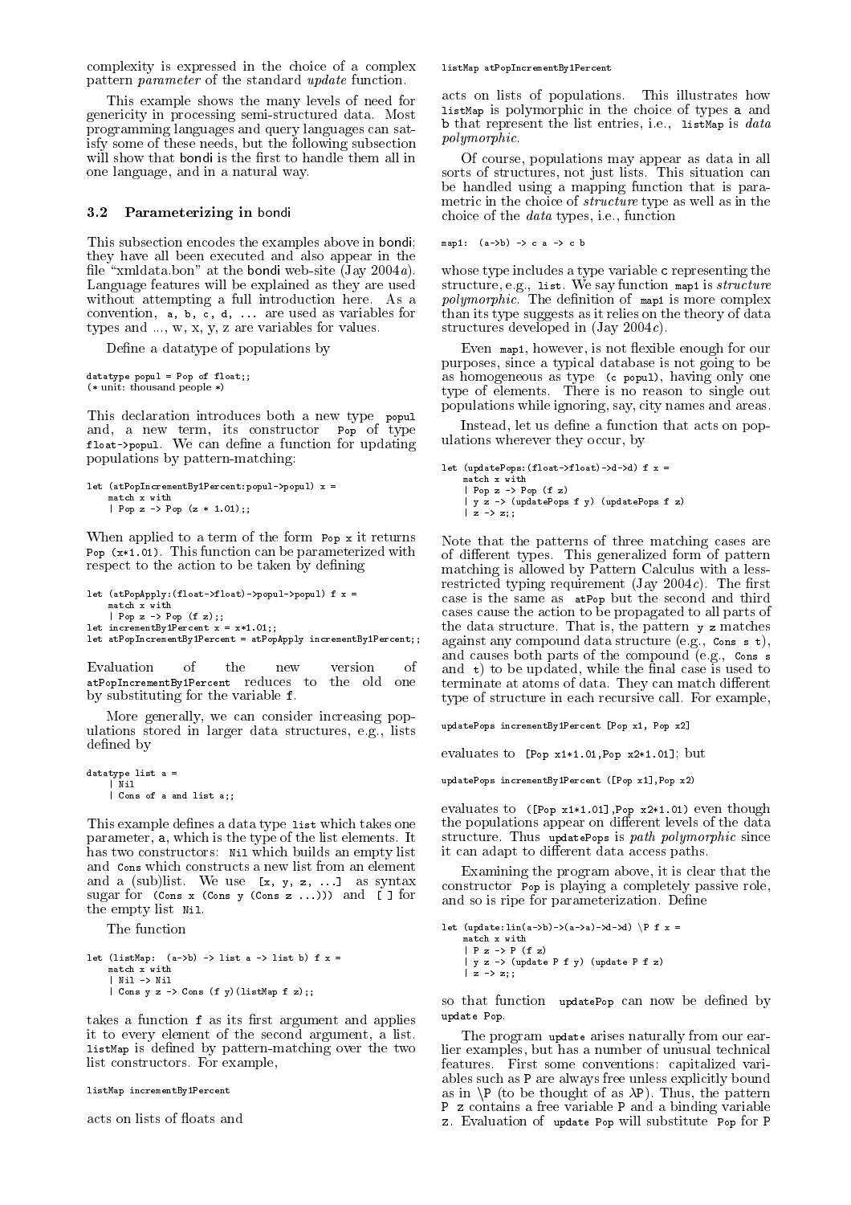complexity is expressed in the choice of a complex pattern *parameter* of the standard *update* function.

This example shows the many levels of need for genericity in processing semi-structured data. Most programming languages and query languages can satisfy some of these needs, but the following subsection will show that bondi is the first to handle them all in one language, and in a natural way.

### 3.2 Parameterizing in bondi

This subsection encodes the examples above in bondi; they have all been executed and also appear in the file "xmldata.bon" at the bondi web-site (Jay 2004*a*). Language features will be explained as they are used without attempting a full introduction here. As a convention, `a, b, c, d, ...` are used as variables for types and ..., w, x, y, z are variables for values.

Define a datatype of populations by

```
datatype popul = Pop of float;;
(* unit: thousand people *)
```

This declaration introduces both a new type `popul` and, a new term, its constructor `Pop` of type `float->popul`. We can define a function for updating populations by pattern-matching:

```
let (atPopIncrementBy1Percent:popul->popul) x =
    match x with
    | Pop z -> Pop (z * 1.01);;
```

When applied to a term of the form `Pop x` it returns `Pop (x*1.01)`. This function can be parameterized with respect to the action to be taken by defining

```
let (atPopApply:(float->float)->popul->popul) f x =
    match x with
    | Pop z -> Pop (f z);;
let incrementBy1Percent x = x*1.01;;
let atPopIncrementBy1Percent = atPopApply incrementBy1Percent;;
```

Evaluation of the new version of `atPopIncrementBy1Percent` reduces to the old one by substituting for the variable `f`.

More generally, we can consider increasing populations stored in larger data structures, e.g., lists defined by

```
datatype list a =
    | Nil
    | Cons of a and list a;;
```

This example defines a data type `list` which takes one parameter, `a`, which is the type of the list elements. It has two constructors: `Nil` which builds an empty list and `Cons` which constructs a new list from an element and a (sub)list. We use `[x, y, z, ...]` as syntax sugar for `(Cons x (Cons y (Cons z ...)))` and `[ ]` for the empty list `Nil`.

The function

```
let (listMap: (a->b) -> list a -> list b) f x =
    match x with
    | Nil -> Nil
    | Cons y z -> Cons (f y)(listMap f z);;
```

takes a function `f` as its first argument and applies it to every element of the second argument, a list. `listMap` is defined by pattern-matching over the two list constructors. For example,

```
listMap incrementBy1Percent
```

acts on lists of floats and

```
listMap atPopIncrementBy1Percent
```

acts on lists of populations. This illustrates how `listMap` is polymorphic in the choice of types `a` and `b` that represent the list entries, i.e., `listMap` is *data polymorphic*.

Of course, populations may appear as data in all sorts of structures, not just lists. This situation can be handled using a mapping function that is parametric in the choice of *structure* type as well as in the choice of the *data* types, i.e., function

```
map1: (a->b) -> c a -> c b
```

whose type includes a type variable `c` representing the structure, e.g., `list`. We say function `map1` is *structure polymorphic*. The definition of `map1` is more complex than its type suggests as it relies on the theory of data structures developed in (Jay 2004*c*).

Even `map1`, however, is not flexible enough for our purposes, since a typical database is not going to be as homogeneous as type `(c popul)`, having only one type of elements. There is no reason to single out populations while ignoring, say, city names and areas.

Instead, let us define a function that acts on populations wherever they occur, by

```
let (updatePops:(float->float)->d->d) f x =
    match x with
    | Pop z -> Pop (f z)
    | y z -> (updatePops f y) (updatePops f z)
    | z -> z;;
```

Note that the patterns of three matching cases are of different types. This generalized form of pattern matching is allowed by Pattern Calculus with a less-restricted typing requirement (Jay 2004*c*). The first case is the same as `atPop` but the second and third cases cause the action to be propagated to all parts of the data structure. That is, the pattern `y z` matches against any compound data structure (e.g., `Cons s t`), and causes both parts of the compound (e.g., `Cons s` and `t`) to be updated, while the final case is used to terminate at atoms of data. They can match different type of structure in each recursive call. For example,

```
updatePops incrementBy1Percent [Pop x1, Pop x2]
```

evaluates to `[Pop x1*1.01,Pop x2*1.01]`; but

```
updatePops incrementBy1Percent ([Pop x1],Pop x2)
```

evaluates to `([Pop x1*1.01],Pop x2*1.01)` even though the populations appear on different levels of the data structure. Thus `updatePops` is *path polymorphic* since it can adapt to different data access paths.

Examining the program above, it is clear that the constructor `Pop` is playing a completely passive role, and so is ripe for parameterization. Define

```
let (update:lin(a->b)->(a->a)->d->d) \P f x =
    match x with
    | P z -> P (f z)
    | y z -> (update P f y) (update P f z)
    | z -> z;;
```

so that function `updatePop` can now be defined by `update Pop`.

The program `update` arises naturally from our earlier examples, but has a number of unusual technical features. First some conventions: capitalized variables such as `P` are always free unless explicitly bound as in `\P` (to be thought of as $\lambda$P). Thus, the pattern `P z` contains a free variable `P` and a binding variable `z`. Evaluation of `update Pop` will substitute `Pop` for `P`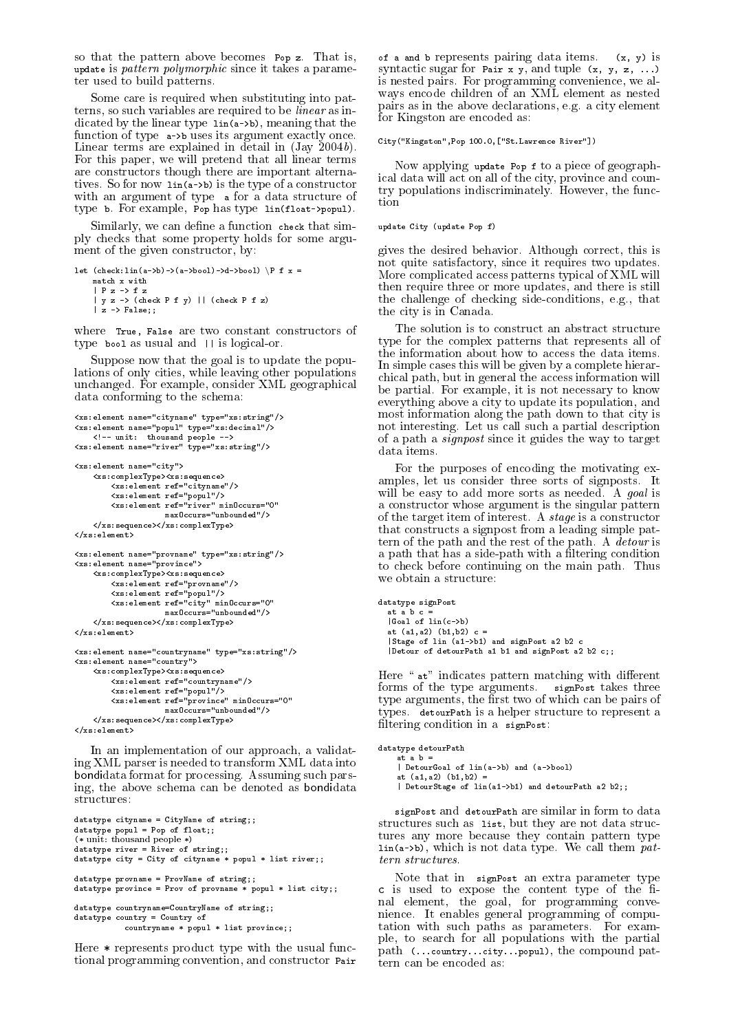so that the pattern above becomes `Pop z`. That is, `update` is *pattern polymorphic* since it takes a parameter used to build patterns.

Some care is required when substituting into patterns, so such variables are required to be *linear* as indicated by the linear type `lin(a->b)`, meaning that the function of type `a->b` uses its argument exactly once. Linear terms are explained in detail in (Jay 2004*b*). For this paper, we will pretend that all linear terms are constructors though there are important alternatives. So for now `lin(a->b)` is the type of a constructor with an argument of type `a` for a data structure of type `b`. For example, `Pop` has type `lin(float->popul)`.

Similarly, we can define a function `check` that simply checks that some property holds for some argument of the given constructor, by:

```
let (check:lin(a->b)->(a->bool)->d->bool) \P f x =
    match x with
    | P z -> f z
    | y z -> (check P f y) || (check P f z)
    | z -> False;;
```

where `True`, `False` are two constant constructors of type `bool` as usual and `||` is logical-or.

Suppose now that the goal is to update the populations of only cities, while leaving other populations unchanged. For example, consider XML geographical data conforming to the schema:

```
<xs:element name="cityname" type="xs:string"/>
<xs:element name="popul" type="xs:decimal"/>
    <!-- unit:  thousand people -->
<xs:element name="river" type="xs:string"/>

<xs:element name="city">
    <xs:complexType><xs:sequence>
        <xs:element ref="cityname"/>
        <xs:element ref="popul"/>
        <xs:element ref="river" minOccurs="0"
                  maxOccurs="unbounded"/>
    </xs:sequence></xs:complexType>
</xs:element>

<xs:element name="provname" type="xs:string"/>
<xs:element name="province">
    <xs:complexType><xs:sequence>
        <xs:element ref="provname"/>
        <xs:element ref="popul"/>
        <xs:element ref="city" minOccurs="0"
                  maxOccurs="unbounded"/>
    </xs:sequence></xs:complexType>
</xs:element>

<xs:element name="countryname" type="xs:string"/>
<xs:element name="country">
    <xs:complexType><xs:sequence>
        <xs:element ref="countryname"/>
        <xs:element ref="popul"/>
        <xs:element ref="province" minOccurs="0"
                  maxOccurs="unbounded"/>
    </xs:sequence></xs:complexType>
</xs:element>
```

In an implementation of our approach, a validating XML parser is needed to transform XML data into bondidata format for processing. Assuming such parsing, the above schema can be denoted as bondidata structures:

```
datatype cityname = CityName of string;;
datatype popul = Pop of float;;
(* unit: thousand people *)
datatype river = River of string;;
datatype city = City of cityname * popul * list river;;

datatype provname = ProvName of string;;
datatype province = Prov of provname * popul * list city;;

datatype countryname=CountryName of string;;
datatype country = Country of
          countryname * popul * list province;;
```

Here `*` represents product type with the usual functional programming convention, and constructor `Pair` of `a` and `b` represents pairing data items. `(x, y)` is syntactic sugar for `Pair x y`, and tuple `(x, y, z, ...)` is nested pairs. For programming convenience, we always encode children of an XML element as nested pairs as in the above declarations, e.g. a city element for Kingston are encoded as:

```
City("Kingston",Pop 100.0,["St.Lawrence River"])
```

Now applying `update Pop f` to a piece of geographical data will act on all of the city, province and country populations indiscriminately. However, the function

```
update City (update Pop f)
```

gives the desired behavior. Although correct, this is not quite satisfactory, since it requires two updates. More complicated access patterns typical of XML will then require three or more updates, and there is still the challenge of checking side-conditions, e.g., that the city is in Canada.

The solution is to construct an abstract structure type for the complex patterns that represents all of the information about how to access the data items. In simple cases this will be given by a complete hierarchical path, but in general the access information will be partial. For example, it is not necessary to know everything above a city to update its population, and most information along the path down to that city is not interesting. Let us call such a partial description of a path a *signpost* since it guides the way to target data items.

For the purposes of encoding the motivating examples, let us consider three sorts of signposts. It will be easy to add more sorts as needed. A *goal* is a constructor whose argument is the singular pattern of the target item of interest. A *stage* is a constructor that constructs a signpost from a leading simple pattern of the path and the rest of the path. A *detour* is a path that has a side-path with a filtering condition to check before continuing on the main path. Thus we obtain a structure:

```
datatype signPost
  at a b c =
  |Goal of lin(c->b)
  at (a1,a2) (b1,b2) c =
  |Stage of lin (a1->b1) and signPost a2 b2 c
  |Detour of detourPath a1 b1 and signPost a2 b2 c;;
```

Here "`at`" indicates pattern matching with different forms of the type arguments. `signPost` takes three type arguments, the first two of which can be pairs of types. `detourPath` is a helper structure to represent a filtering condition in a `signPost`:

```
datatype detourPath
    at a b =
    | DetourGoal of lin(a->b) and (a->bool)
    at (a1,a2) (b1,b2) =
    | DetourStage of lin(a1->b1) and detourPath a2 b2;;
```

`signPost` and `detourPath` are similar in form to data structures such as `list`, but they are not data structures any more because they contain pattern type `lin(a->b)`, which is not data type. We call them *pattern structures*.

Note that in `signPost` an extra parameter type `c` is used to expose the content type of the final element, the goal, for programming convenience. It enables general programming of computation with such paths as parameters. For example, to search for all populations with the partial path `(...country...city...popul)`, the compound pattern can be encoded as: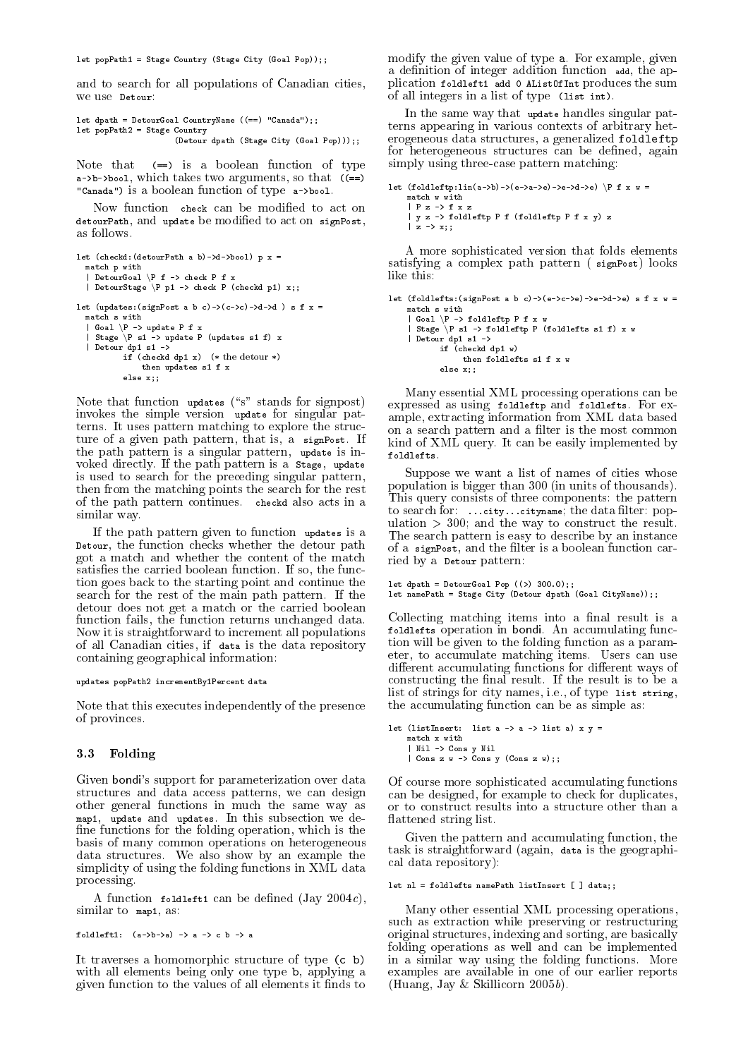```
let popPath1 = Stage Country (Stage City (Goal Pop));;
```

and to search for all populations of Canadian cities, we use `Detour`:

```
let dpath = DetourGoal CountryName ((==) "Canada");;
let popPath2 = Stage Country
                 (Detour dpath (Stage City (Goal Pop)));;
```

Note that `(==)` is a boolean function of type `a->b->bool`, which takes two arguments, so that `((==) "Canada")` is a boolean function of type `a->bool`.

Now function `check` can be modified to act on `detourPath`, and `update` be modified to act on `signPost`, as follows.

```
let (checkd:(detourPath a b)->d->bool) p x =
  match p with
  | DetourGoal \P f -> check P f x
  | DetourStage \P p1 -> check P (checkd p1) x;;

let (updates:(signPost a b c)->(c->c)->d->d ) s f x =
  match s with
  | Goal \P -> update P f x
  | Stage \P s1 -> update P (updates s1 f) x
  | Detour dp1 s1 ->
        if (checkd dp1 x)  (* the detour *)
            then updates s1 f x
        else x;;
```

Note that function `updates` ("s" stands for signpost) invokes the simple version `update` for singular patterns. It uses pattern matching to explore the structure of a given path pattern, that is, a `signPost`. If the path pattern is a singular pattern, `update` is invoked directly. If the path pattern is a `Stage`, `update` is used to search for the preceding singular pattern, then from the matching points the search for the rest of the path pattern continues. `checkd` also acts in a similar way.

If the path pattern given to function `updates` is a `Detour`, the function checks whether the detour path got a match and whether the content of the match satisfies the carried boolean function. If so, the function goes back to the starting point and continue the search for the rest of the main path pattern. If the detour does not get a match or the carried boolean function fails, the function returns unchanged data. Now it is straightforward to increment all populations of all Canadian cities, if `data` is the data repository containing geographical information:

```
updates popPath2 incrementBy1Percent data
```

Note that this executes independently of the presence of provinces.

### 3.3 Folding

Given bondi's support for parameterization over data structures and data access patterns, we can design other general functions in much the same way as `map1`, `update` and `updates`. In this subsection we define functions for the folding operation, which is the basis of many common operations on heterogeneous data structures. We also show by an example the simplicity of using the folding functions in XML data processing.

A function `foldleft1` can be defined (Jay 2004*c*), similar to `map1`, as:

```
foldleft1:  (a->b->a) -> a -> c b -> a
```

It traverses a homomorphic structure of type `(c b)` with all elements being only one type `b`, applying a given function to the values of all elements it finds to modify the given value of type `a`. For example, given a definition of integer addition function `add`, the application `foldleft1 add 0 AListOfInt` produces the sum of all integers in a list of type `(list int)`.

In the same way that `update` handles singular patterns appearing in various contexts of arbitrary heterogeneous data structures, a generalized `foldleftp` for heterogeneous structures can be defined, again simply using three-case pattern matching:

```
let (foldleftp:lin(a->b)->(e->a->e)->e->d->e) \P f x w =
    match w with
    | P z -> f x z
    | y z -> foldleftp P f (foldleftp P f x y) z
    | z -> x;;
```

A more sophisticated version that folds elements satisfying a complex path pattern ( `signPost`) looks like this:

```
let (foldlefts:(signPost a b c)->(e->c->e)->e->d->e) s f x w =
    match s with
    | Goal \P -> foldleftp P f x w
    | Stage \P s1 -> foldleftp P (foldlefts s1 f) x w
    | Detour dp1 s1 ->
          if (checkd dp1 w)
              then foldlefts s1 f x w
          else x;;
```

Many essential XML processing operations can be expressed as using `foldleftp` and `foldlefts`. For example, extracting information from XML data based on a search pattern and a filter is the most common kind of XML query. It can be easily implemented by `foldlefts`.

Suppose we want a list of names of cities whose population is bigger than 300 (in units of thousands). This query consists of three components: the pattern to search for: `...city...cityname`; the data filter: population > 300; and the way to construct the result. The search pattern is easy to describe by an instance of a `signPost`, and the filter is a boolean function carried by a `Detour` pattern:

```
let dpath = DetourGoal Pop ((>) 300.0);;
let namePath = Stage City (Detour dpath (Goal CityName));;
```

Collecting matching items into a final result is a `foldlefts` operation in bondi. An accumulating function will be given to the folding function as a parameter, to accumulate matching items. Users can use different accumulating functions for different ways of constructing the final result. If the result is to be a list of strings for city names, i.e., of type `list string`, the accumulating function can be as simple as:

```
let (listInsert:  list a -> a -> list a) x y =
    match x with
    | Nil -> Cons y Nil
    | Cons z w -> Cons y (Cons z w);;
```

Of course more sophisticated accumulating functions can be designed, for example to check for duplicates, or to construct results into a structure other than a flattened string list.

Given the pattern and accumulating function, the task is straightforward (again, `data` is the geographical data repository):

```
let nl = foldlefts namePath listInsert [ ] data;;
```

Many other essential XML processing operations, such as extraction while preserving or restructuring original structures, indexing and sorting, are basically folding operations as well and can be implemented in a similar way using the folding functions. More examples are available in one of our earlier reports (Huang, Jay & Skillicorn 2005*b*).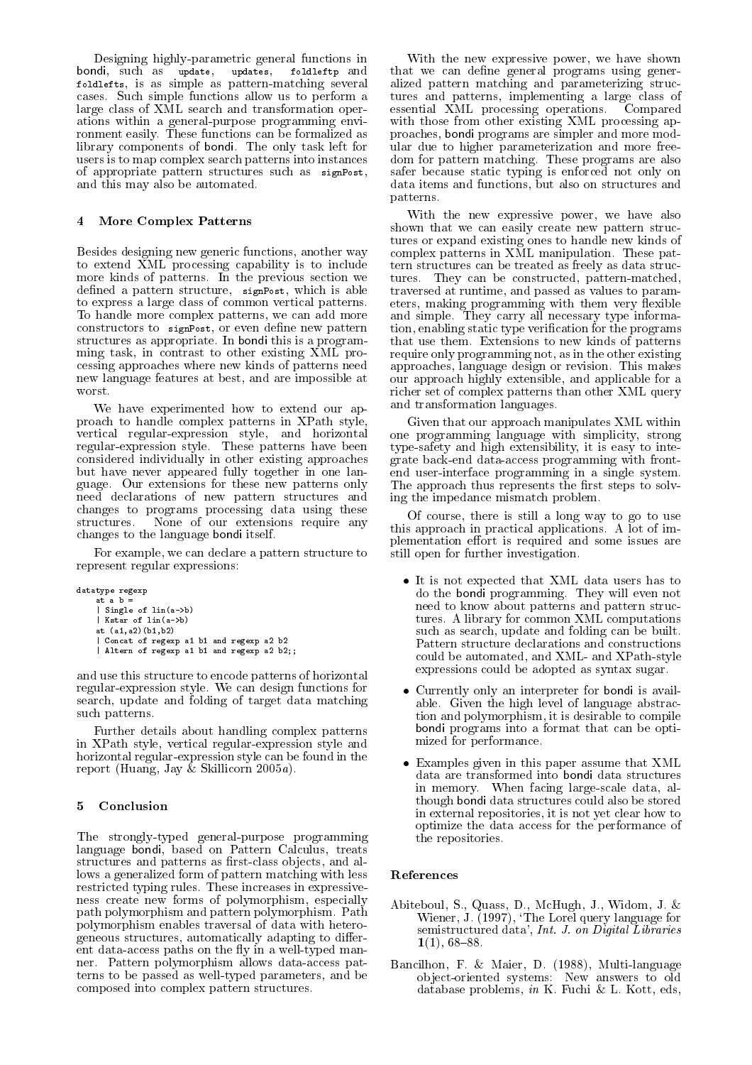Designing highly-parametric general functions in bondi, such as `update`, `updates`, `foldleftp` and `foldlefts`, is as simple as pattern-matching several cases. Such simple functions allow us to perform a large class of XML search and transformation operations within a general-purpose programming environment easily. These functions can be formalized as library components of bondi. The only task left for users is to map complex search patterns into instances of appropriate pattern structures such as `signPost`, and this may also be automated.

## 4 More Complex Patterns

Besides designing new generic functions, another way to extend XML processing capability is to include more kinds of patterns. In the previous section we defined a pattern structure, `signPost`, which is able to express a large class of common vertical patterns. To handle more complex patterns, we can add more constructors to `signPost`, or even define new pattern structures as appropriate. In bondi this is a programming task, in contrast to other existing XML processing approaches where new kinds of patterns need new language features at best, and are impossible at worst.

We have experimented how to extend our approach to handle complex patterns in XPath style, vertical regular-expression style, and horizontal regular-expression style. These patterns have been considered individually in other existing approaches but have never appeared fully together in one language. Our extensions for these new patterns only need declarations of new pattern structures and changes to programs processing data using these structures. None of our extensions require any changes to the language bondi itself.

For example, we can declare a pattern structure to represent regular expressions:

```
datatype regexp
    at a b =
    | Single of lin(a->b)
    | Kstar of lin(a->b)
    at (a1,a2)(b1,b2)
    | Concat of regexp a1 b1 and regexp a2 b2
    | Altern of regexp a1 b1 and regexp a2 b2;;
```

and use this structure to encode patterns of horizontal regular-expression style. We can design functions for search, update and folding of target data matching such patterns.

Further details about handling complex patterns in XPath style, vertical regular-expression style and horizontal regular-expression style can be found in the report (Huang, Jay & Skillicorn 2005*a*).

## 5 Conclusion

The strongly-typed general-purpose programming language bondi, based on Pattern Calculus, treats structures and patterns as first-class objects, and allows a generalized form of pattern matching with less restricted typing rules. These increases in expressiveness create new forms of polymorphism, especially path polymorphism and pattern polymorphism. Path polymorphism enables traversal of data with heterogeneous structures, automatically adapting to different data-access paths on the fly in a well-typed manner. Pattern polymorphism allows data-access patterns to be passed as well-typed parameters, and be composed into complex pattern structures.

With the new expressive power, we have shown that we can define general programs using generalized pattern matching and parameterizing structures and patterns, implementing a large class of essential XML processing operations. Compared with those from other existing XML processing approaches, bondi programs are simpler and more modular due to higher parameterization and more freedom for pattern matching. These programs are also safer because static typing is enforced not only on data items and functions, but also on structures and patterns.

With the new expressive power, we have also shown that we can easily create new pattern structures or expand existing ones to handle new kinds of complex patterns in XML manipulation. These pattern structures can be treated as freely as data structures. They can be constructed, pattern-matched, traversed at runtime, and passed as values to parameters, making programming with them very flexible and simple. They carry all necessary type information, enabling static type verification for the programs that use them. Extensions to new kinds of patterns require only programming not, as in the other existing approaches, language design or revision. This makes our approach highly extensible, and applicable for a richer set of complex patterns than other XML query and transformation languages.

Given that our approach manipulates XML within one programming language with simplicity, strong type-safety and high extensibility, it is easy to integrate back-end data-access programming with front-end user-interface programming in a single system. The approach thus represents the first steps to solving the impedance mismatch problem.

Of course, there is still a long way to go to use this approach in practical applications. A lot of implementation effort is required and some issues are still open for further investigation.

- It is not expected that XML data users has to do the bondi programming. They will even not need to know about patterns and pattern structures. A library for common XML computations such as search, update and folding can be built. Pattern structure declarations and constructions could be automated, and XML- and XPath-style expressions could be adopted as syntax sugar.
- Currently only an interpreter for bondi is available. Given the high level of language abstraction and polymorphism, it is desirable to compile bondi programs into a format that can be optimized for performance.
- Examples given in this paper assume that XML data are transformed into bondi data structures in memory. When facing large-scale data, although bondi data structures could also be stored in external repositories, it is not yet clear how to optimize the data access for the performance of the repositories.

## References

Abiteboul, S., Quass, D., McHugh, J., Widom, J. & Wiener, J. (1997), 'The Lorel query language for semistructured data', *Int. J. on Digital Libraries* **1**(1), 68–88.

Bancilhon, F. & Maier, D. (1988), Multi-language object-oriented systems: New answers to old database problems, *in* K. Fuchi & L. Kott, eds,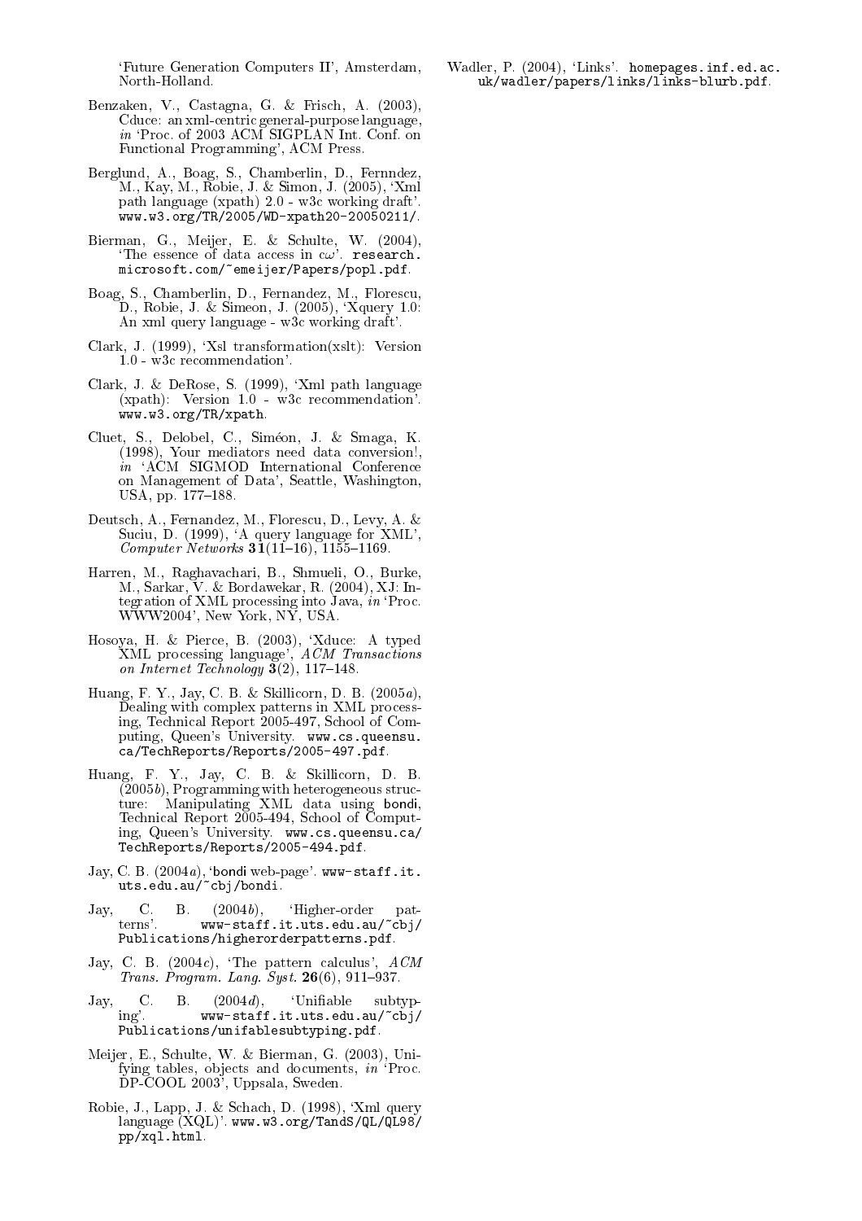'Future Generation Computers II', Amsterdam, North-Holland.

Benzaken, V., Castagna, G. & Frisch, A. (2003), Cduce: an xml-centric general-purpose language, *in* 'Proc. of 2003 ACM SIGPLAN Int. Conf. on Functional Programming', ACM Press.

Berglund, A., Boag, S., Chamberlin, D., Fernndez, M., Kay, M., Robie, J. & Simon, J. (2005), 'Xml path language (xpath) 2.0 - w3c working draft'. `www.w3.org/TR/2005/WD-xpath20-20050211/`.

Bierman, G., Meijer, E. & Schulte, W. (2004), 'The essence of data access in c$\omega$'. `research.microsoft.com/~emeijer/Papers/popl.pdf`.

Boag, S., Chamberlin, D., Fernandez, M., Florescu, D., Robie, J. & Simeon, J. (2005), 'Xquery 1.0: An xml query language - w3c working draft'.

Clark, J. (1999), 'Xsl transformation(xslt): Version 1.0 - w3c recommendation'.

Clark, J. & DeRose, S. (1999), 'Xml path language (xpath): Version 1.0 - w3c recommendation'. `www.w3.org/TR/xpath`.

Cluet, S., Delobel, C., Siméon, J. & Smaga, K. (1998), Your mediators need data conversion!, *in* 'ACM SIGMOD International Conference on Management of Data', Seattle, Washington, USA, pp. 177–188.

Deutsch, A., Fernandez, M., Florescu, D., Levy, A. & Suciu, D. (1999), 'A query language for XML', *Computer Networks* **31**(11–16), 1155–1169.

Harren, M., Raghavachari, B., Shmueli, O., Burke, M., Sarkar, V. & Bordawekar, R. (2004), XJ: Integration of XML processing into Java, *in* 'Proc. WWW2004', New York, NY, USA.

Hosoya, H. & Pierce, B. (2003), 'Xduce: A typed XML processing language', *ACM Transactions on Internet Technology* **3**(2), 117–148.

Huang, F. Y., Jay, C. B. & Skillicorn, D. B. (2005*a*), Dealing with complex patterns in XML processing, Technical Report 2005-497, School of Computing, Queen's University. `www.cs.queensu.ca/TechReports/Reports/2005-497.pdf`.

Huang, F. Y., Jay, C. B. & Skillicorn, D. B. (2005*b*), Programming with heterogeneous structure: Manipulating XML data using bondi, Technical Report 2005-494, School of Computing, Queen's University. `www.cs.queensu.ca/TechReports/Reports/2005-494.pdf`.

Jay, C. B. (2004*a*), 'bondi web-page'. `www-staff.it.uts.edu.au/~cbj/bondi`.

Jay, C. B. (2004*b*), 'Higher-order patterns'. `www-staff.it.uts.edu.au/~cbj/Publications/higherorderpatterns.pdf`.

Jay, C. B. (2004*c*), 'The pattern calculus', *ACM Trans. Program. Lang. Syst.* **26**(6), 911–937.

Jay, C. B. (2004*d*), 'Unifiable subtyping'. `www-staff.it.uts.edu.au/~cbj/Publications/unifablesubtyping.pdf`.

Meijer, E., Schulte, W. & Bierman, G. (2003), Unifying tables, objects and documents, *in* 'Proc. DP-COOL 2003', Uppsala, Sweden.

Robie, J., Lapp, J. & Schach, D. (1998), 'Xml query language (XQL)'. `www.w3.org/TandS/QL/QL98/pp/xql.html`.

Wadler, P. (2004), 'Links'. `homepages.inf.ed.ac.uk/wadler/papers/links/links-blurb.pdf`.